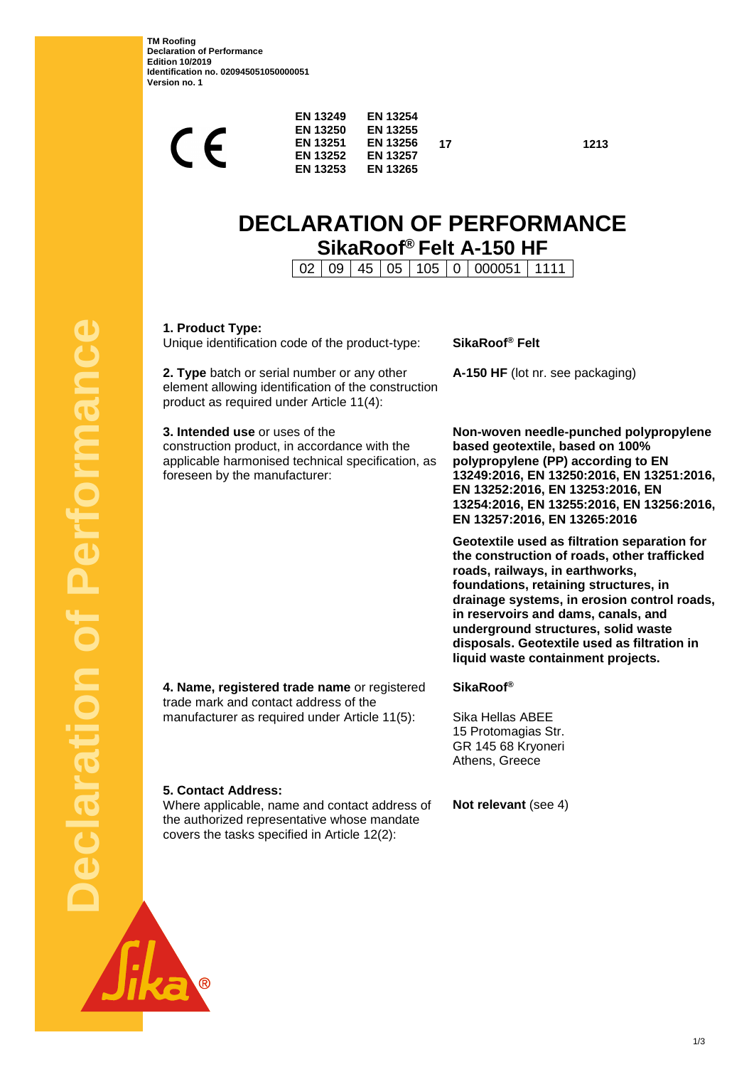TM Roofing
Declaration of Performance
Edition 10/2019
Identification no. 020945051050000051
Version no. 1

CE

| | | | |
|---|---|---|---|
| EN 13249 | EN 13254 | | |
| EN 13250 | EN 13255 | | |
| EN 13251 | EN 13256 | 17 | 1213 |
| EN 13252 | EN 13257 | | |
| EN 13253 | EN 13265 | | |

# DECLARATION OF PERFORMANCE

## SikaRoof® Felt A-150 HF

| 02 | 09 | 45 | 05 | 105 | 0 | 000051 | 1111 |
|---|---|---|---|---|---|---|---|

**1. Product Type:**
Unique identification code of the product-type: **SikaRoof® Felt**

**2. Type** batch or serial number or any other element allowing identification of the construction product as required under Article 11(4): **A-150 HF** (lot nr. see packaging)

**3. Intended use** or uses of the construction product, in accordance with the applicable harmonised technical specification, as foreseen by the manufacturer:

**Non-woven needle-punched polypropylene based geotextile, based on 100% polypropylene (PP) according to EN 13249:2016, EN 13250:2016, EN 13251:2016, EN 13252:2016, EN 13253:2016, EN 13254:2016, EN 13255:2016, EN 13256:2016, EN 13257:2016, EN 13265:2016**

**Geotextile used as filtration separation for the construction of roads, other trafficked roads, railways, in earthworks, foundations, retaining structures, in drainage systems, in erosion control roads, in reservoirs and dams, canals, and underground structures, solid waste disposals. Geotextile used as filtration in liquid waste containment projects.**

**4. Name, registered trade name** or registered trade mark and contact address of the manufacturer as required under Article 11(5):

**SikaRoof®**

Sika Hellas ABEE
15 Protomagias Str.
GR 145 68 Kryoneri
Athens, Greece

**5. Contact Address:**
Where applicable, name and contact address of the authorized representative whose mandate covers the tasks specified in Article 12(2): **Not relevant** (see 4)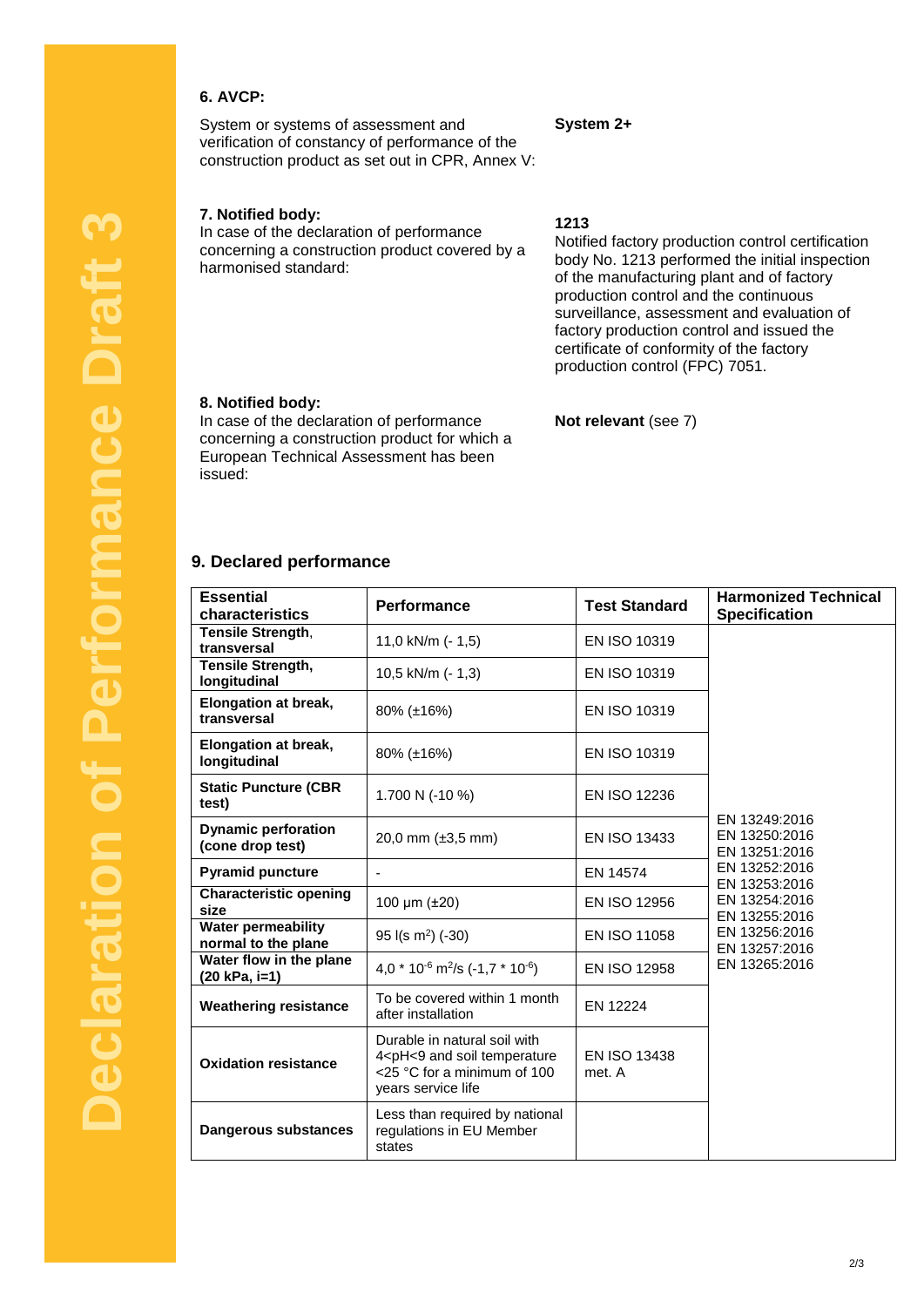Declaration of Performance Draft 3

## 6. AVCP:

System or systems of assessment and verification of constancy of performance of the construction product as set out in CPR, Annex V:

**System 2+**

## 7. Notified body:

In case of the declaration of performance concerning a construction product covered by a harmonised standard:

**1213**
Notified factory production control certification body No. 1213 performed the initial inspection of the manufacturing plant and of factory production control and the continuous surveillance, assessment and evaluation of factory production control and issued the certificate of conformity of the factory production control (FPC) 7051.

## 8. Notified body:

In case of the declaration of performance concerning a construction product for which a European Technical Assessment has been issued:

**Not relevant** (see 7)

## 9. Declared performance

| Essential characteristics | Performance | Test Standard | Harmonized Technical Specification |
|---|---|---|---|
| **Tensile Strength, transversal** | 11,0 kN/m (- 1,5) | EN ISO 10319 | EN 13249:2016<br>EN 13250:2016<br>EN 13251:2016<br>EN 13252:2016<br>EN 13253:2016<br>EN 13254:2016<br>EN 13255:2016<br>EN 13256:2016<br>EN 13257:2016<br>EN 13265:2016 |
| **Tensile Strength, longitudinal** | 10,5 kN/m (- 1,3) | EN ISO 10319 | |
| **Elongation at break, transversal** | 80% (±16%) | EN ISO 10319 | |
| **Elongation at break, longitudinal** | 80% (±16%) | EN ISO 10319 | |
| **Static Puncture (CBR test)** | 1.700 N (-10 %) | EN ISO 12236 | |
| **Dynamic perforation (cone drop test)** | 20,0 mm (±3,5 mm) | EN ISO 13433 | |
| **Pyramid puncture** | - | EN 14574 | |
| **Characteristic opening size** | 100 µm (±20) | EN ISO 12956 | |
| **Water permeability normal to the plane** | 95 l(s $m^2$) (-30) | EN ISO 11058 | |
| **Water flow in the plane (20 kPa, i=1)** | 4,0 * $10^{-6}$ $m^2$/s (-1,7 * $10^{-6}$) | EN ISO 12958 | |
| **Weathering resistance** | To be covered within 1 month after installation | EN 12224 | |
| **Oxidation resistance** | Durable in natural soil with 4<pH<9 and soil temperature <25 °C for a minimum of 100 years service life | EN ISO 13438 met. A | |
| **Dangerous substances** | Less than required by national regulations in EU Member states | | |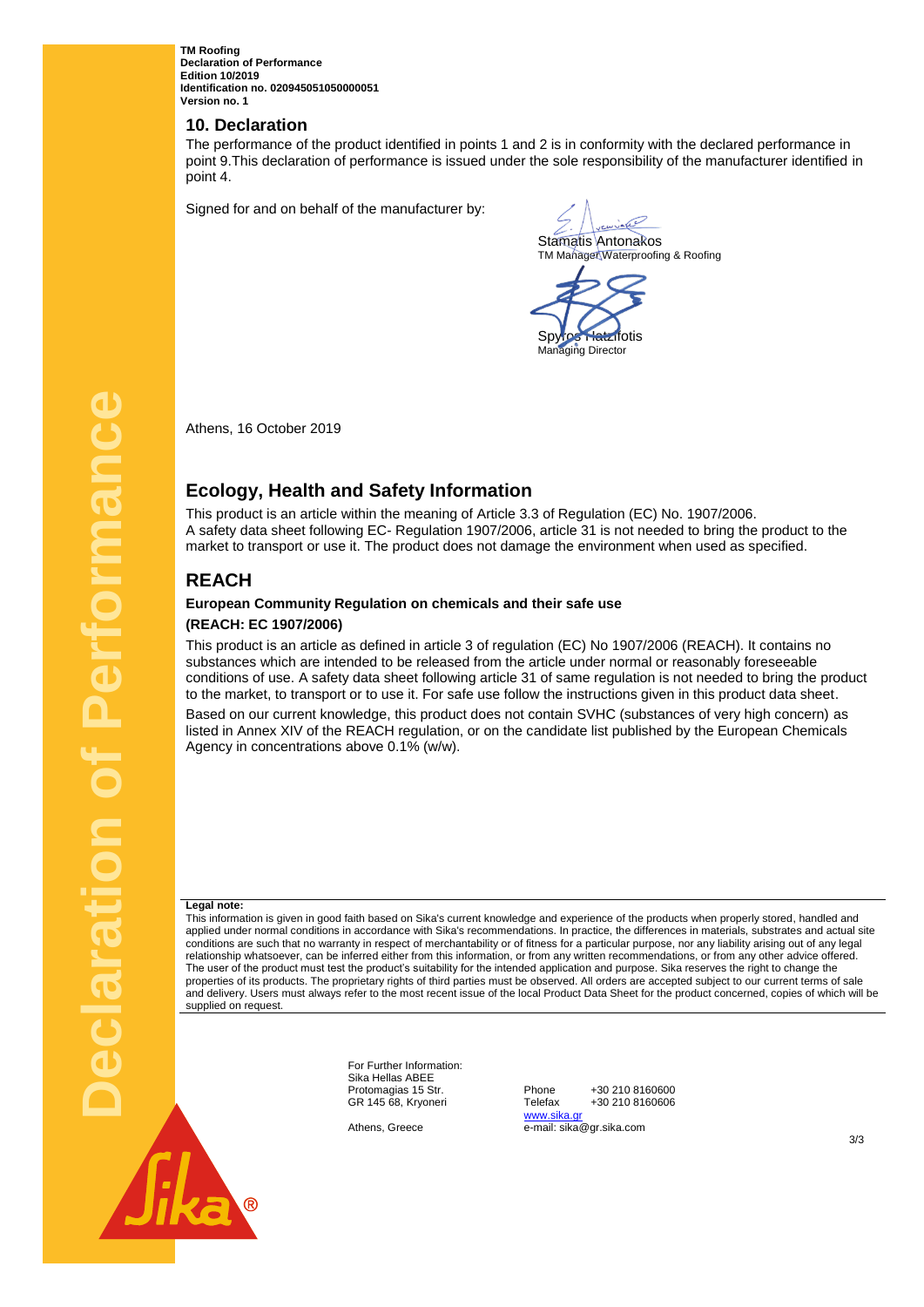**TM Roofing**
**Declaration of Performance**
**Edition 10/2019**
**Identification no. 020945051050000051**
**Version no. 1**

## 10. Declaration

The performance of the product identified in points 1 and 2 is in conformity with the declared performance in point 9.This declaration of performance is issued under the sole responsibility of the manufacturer identified in point 4.

Signed for and on behalf of the manufacturer by:

Stamatis Antonakos
TM Manager Waterproofing & Roofing

Spyros Hatzifotis
Managing Director

Athens, 16 October 2019

## Ecology, Health and Safety Information

This product is an article within the meaning of Article 3.3 of Regulation (EC) No. 1907/2006.
A safety data sheet following EC- Regulation 1907/2006, article 31 is not needed to bring the product to the market to transport or use it. The product does not damage the environment when used as specified.

## REACH

**European Community Regulation on chemicals and their safe use**

**(REACH: EC 1907/2006)**

This product is an article as defined in article 3 of regulation (EC) No 1907/2006 (REACH). It contains no substances which are intended to be released from the article under normal or reasonably foreseeable conditions of use. A safety data sheet following article 31 of same regulation is not needed to bring the product to the market, to transport or to use it. For safe use follow the instructions given in this product data sheet.

Based on our current knowledge, this product does not contain SVHC (substances of very high concern) as listed in Annex XIV of the REACH regulation, or on the candidate list published by the European Chemicals Agency in concentrations above 0.1% (w/w).

**Legal note:**
This information is given in good faith based on Sika's current knowledge and experience of the products when properly stored, handled and applied under normal conditions in accordance with Sika's recommendations. In practice, the differences in materials, substrates and actual site conditions are such that no warranty in respect of merchantability or of fitness for a particular purpose, nor any liability arising out of any legal relationship whatsoever, can be inferred either from this information, or from any written recommendations, or from any other advice offered. The user of the product must test the product's suitability for the intended application and purpose. Sika reserves the right to change the properties of its products. The proprietary rights of third parties must be observed. All orders are accepted subject to our current terms of sale and delivery. Users must always refer to the most recent issue of the local Product Data Sheet for the product concerned, copies of which will be supplied on request.

For Further Information:
Sika Hellas ABEE
Protomagias 15 Str.
GR 145 68, Kryoneri
Athens, Greece

Phone +30 210 8160600
Telefax +30 210 8160606
www.sika.gr
e-mail: sika@gr.sika.com